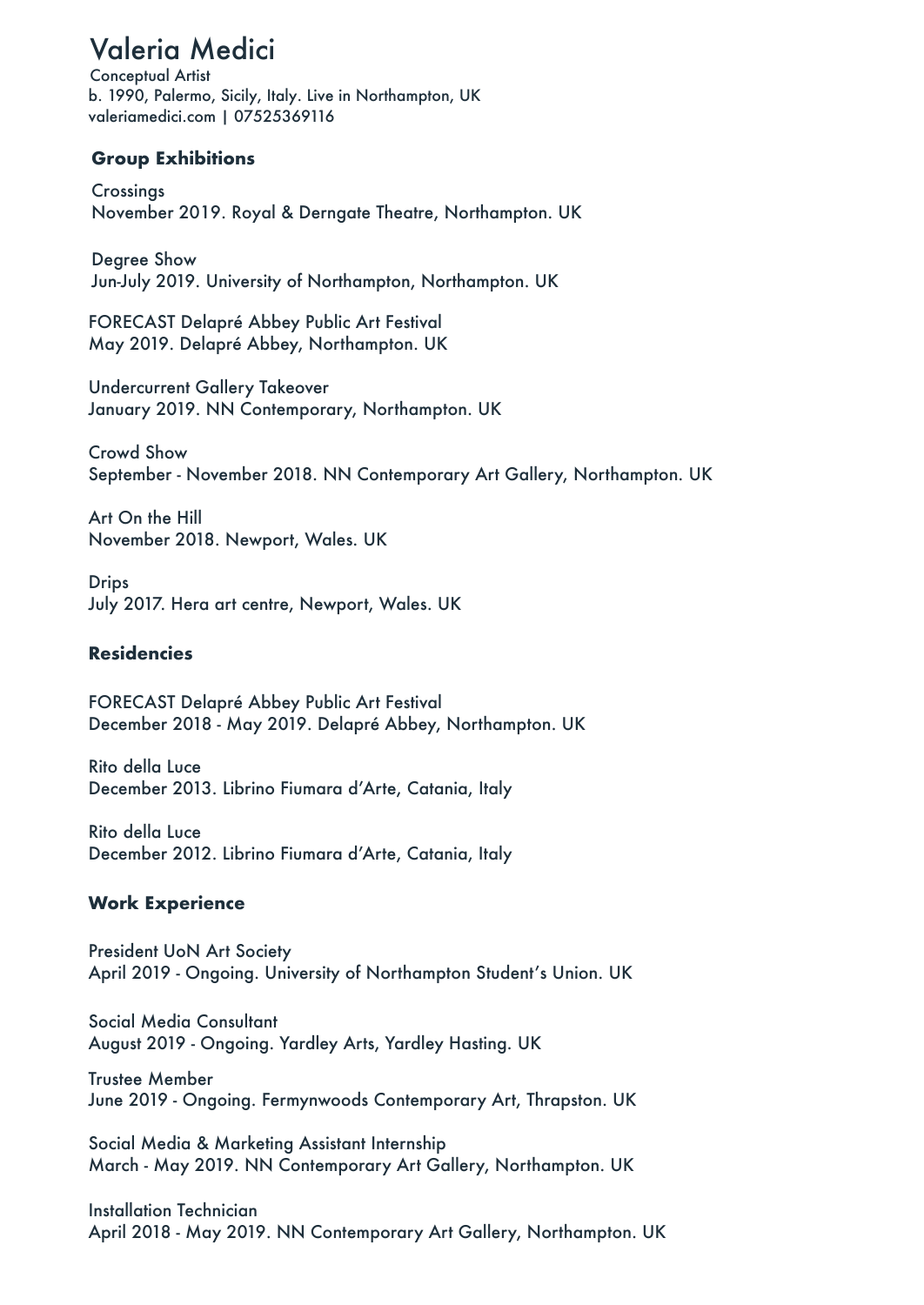# Valeria Medici

Conceptual Artist
b. 1990, Palermo, Sicily, Italy. Live in Northampton, UK
valeriamedici.com | 07525369116

## Group Exhibitions

Crossings
November 2019. Royal & Derngate Theatre, Northampton. UK

Degree Show
Jun-July 2019. University of Northampton, Northampton. UK

FORECAST Delapré Abbey Public Art Festival
May 2019. Delapré Abbey, Northampton. UK

Undercurrent Gallery Takeover
January 2019. NN Contemporary, Northampton. UK

Crowd Show
September - November 2018. NN Contemporary Art Gallery, Northampton. UK

Art On the Hill
November 2018. Newport, Wales. UK

Drips
July 2017. Hera art centre, Newport, Wales. UK

## Residencies

FORECAST Delapré Abbey Public Art Festival
December 2018 - May 2019. Delapré Abbey, Northampton. UK

Rito della Luce
December 2013. Librino Fiumara d'Arte, Catania, Italy

Rito della Luce
December 2012. Librino Fiumara d'Arte, Catania, Italy

## Work Experience

President UoN Art Society
April 2019 - Ongoing. University of Northampton Student's Union. UK

Social Media Consultant
August 2019 - Ongoing. Yardley Arts, Yardley Hasting. UK

Trustee Member
June 2019 - Ongoing. Fermynwoods Contemporary Art, Thrapston. UK

Social Media & Marketing Assistant Internship
March - May 2019. NN Contemporary Art Gallery, Northampton. UK

Installation Technician
April 2018 - May 2019. NN Contemporary Art Gallery, Northampton. UK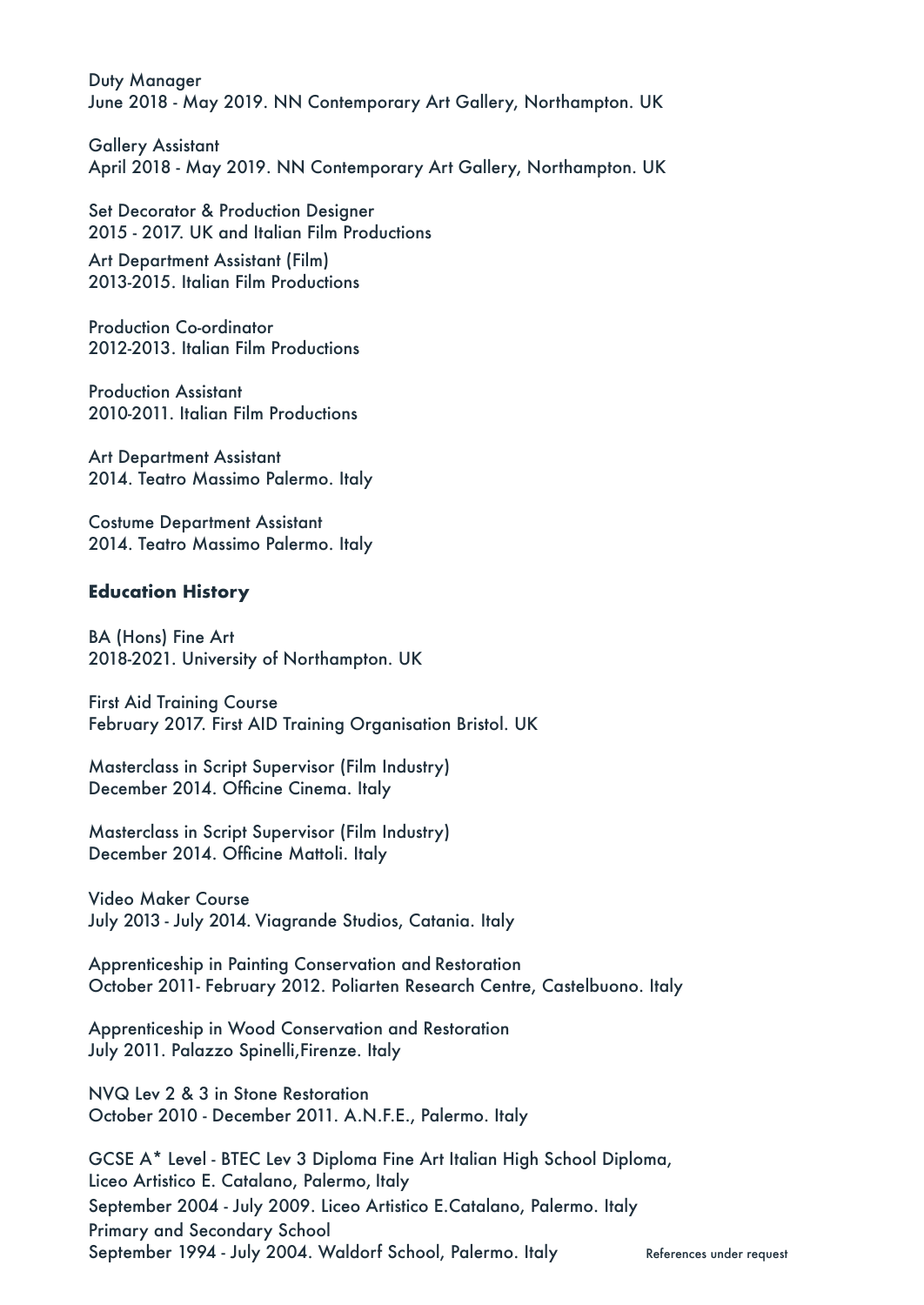Duty Manager
June 2018 - May 2019. NN Contemporary Art Gallery, Northampton. UK

Gallery Assistant
April 2018 - May 2019. NN Contemporary Art Gallery, Northampton. UK

Set Decorator & Production Designer
2015 - 2017. UK and Italian Film Productions

Art Department Assistant (Film)
2013-2015. Italian Film Productions

Production Co-ordinator
2012-2013. Italian Film Productions

Production Assistant
2010-2011. Italian Film Productions

Art Department Assistant
2014. Teatro Massimo Palermo. Italy

Costume Department Assistant
2014. Teatro Massimo Palermo. Italy

## Education History

BA (Hons) Fine Art
2018-2021. University of Northampton. UK

First Aid Training Course
February 2017. First AID Training Organisation Bristol. UK

Masterclass in Script Supervisor (Film Industry)
December 2014. Officine Cinema. Italy

Masterclass in Script Supervisor (Film Industry)
December 2014. Officine Mattoli. Italy

Video Maker Course
July 2013 - July 2014. Viagrande Studios, Catania. Italy

Apprenticeship in Painting Conservation and Restoration
October 2011- February 2012. Poliarten Research Centre, Castelbuono. Italy

Apprenticeship in Wood Conservation and Restoration
July 2011. Palazzo Spinelli,Firenze. Italy

NVQ Lev 2 & 3 in Stone Restoration
October 2010 - December 2011. A.N.F.E., Palermo. Italy

GCSE A* Level - BTEC Lev 3 Diploma Fine Art Italian High School Diploma,
Liceo Artistico E. Catalano, Palermo, Italy
September 2004 - July 2009. Liceo Artistico E.Catalano, Palermo. Italy

Primary and Secondary School
September 1994 - July 2004. Waldorf School, Palermo. Italy

References under request